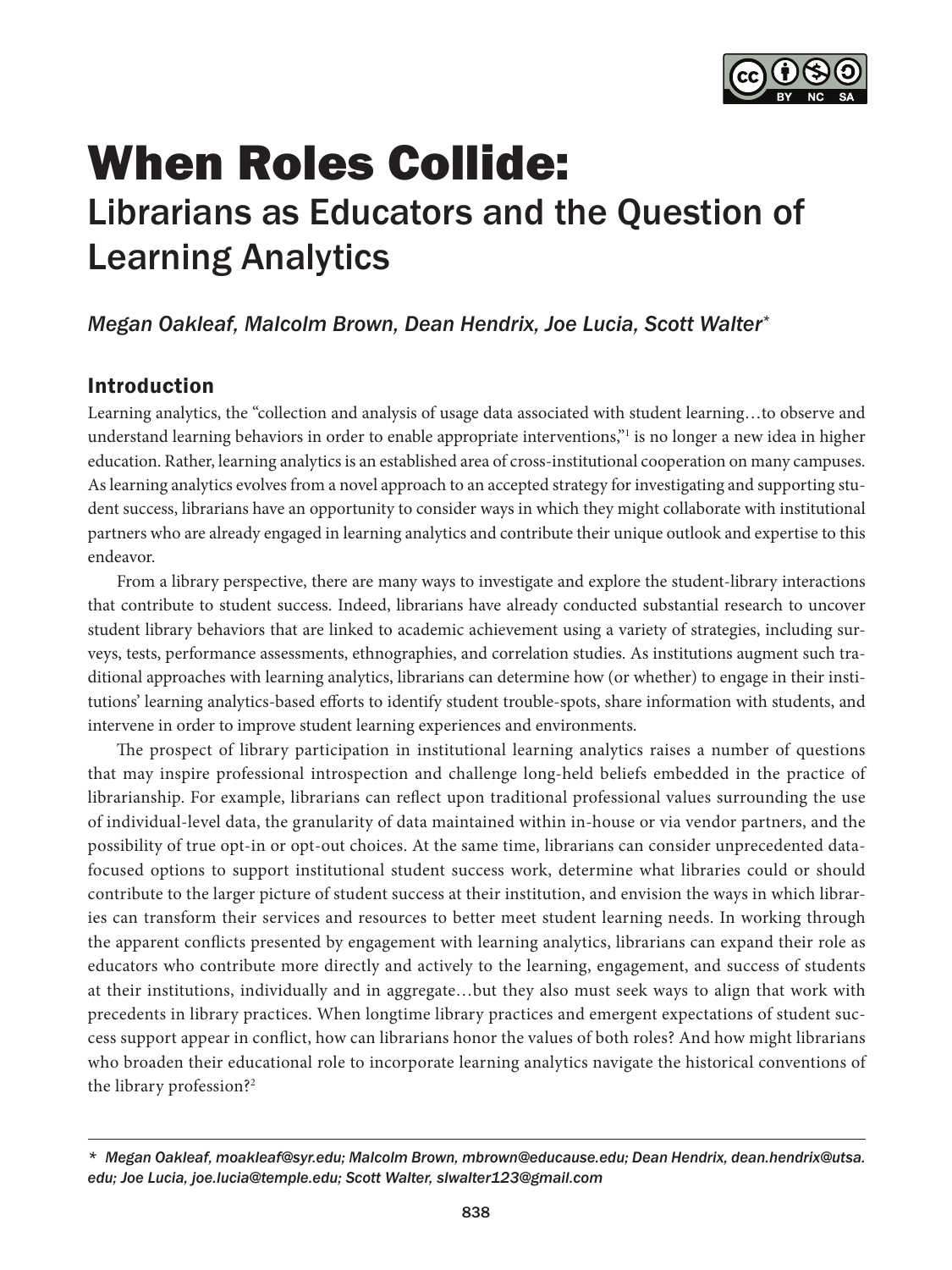# When Roles Collide:

## Librarians as Educators and the Question of Learning Analytics

*Megan Oakleaf, Malcolm Brown, Dean Hendrix, Joe Lucia, Scott Walter**

## Introduction

Learning analytics, the "collection and analysis of usage data associated with student learning…to observe and understand learning behaviors in order to enable appropriate interventions,"[1] is no longer a new idea in higher education. Rather, learning analytics is an established area of cross-institutional cooperation on many campuses. As learning analytics evolves from a novel approach to an accepted strategy for investigating and supporting student success, librarians have an opportunity to consider ways in which they might collaborate with institutional partners who are already engaged in learning analytics and contribute their unique outlook and expertise to this endeavor.

From a library perspective, there are many ways to investigate and explore the student-library interactions that contribute to student success. Indeed, librarians have already conducted substantial research to uncover student library behaviors that are linked to academic achievement using a variety of strategies, including surveys, tests, performance assessments, ethnographies, and correlation studies. As institutions augment such traditional approaches with learning analytics, librarians can determine how (or whether) to engage in their institutions' learning analytics-based efforts to identify student trouble-spots, share information with students, and intervene in order to improve student learning experiences and environments.

The prospect of library participation in institutional learning analytics raises a number of questions that may inspire professional introspection and challenge long-held beliefs embedded in the practice of librarianship. For example, librarians can reflect upon traditional professional values surrounding the use of individual-level data, the granularity of data maintained within in-house or via vendor partners, and the possibility of true opt-in or opt-out choices. At the same time, librarians can consider unprecedented data-focused options to support institutional student success work, determine what libraries could or should contribute to the larger picture of student success at their institution, and envision the ways in which libraries can transform their services and resources to better meet student learning needs. In working through the apparent conflicts presented by engagement with learning analytics, librarians can expand their role as educators who contribute more directly and actively to the learning, engagement, and success of students at their institutions, individually and in aggregate…but they also must seek ways to align that work with precedents in library practices. When longtime library practices and emergent expectations of student success support appear in conflict, how can librarians honor the values of both roles? And how might librarians who broaden their educational role to incorporate learning analytics navigate the historical conventions of the library profession?[2]

---

* *Megan Oakleaf, moakleaf@syr.edu; Malcolm Brown, mbrown@educause.edu; Dean Hendrix, dean.hendrix@utsa.edu; Joe Lucia, joe.lucia@temple.edu; Scott Walter, slwalter123@gmail.com*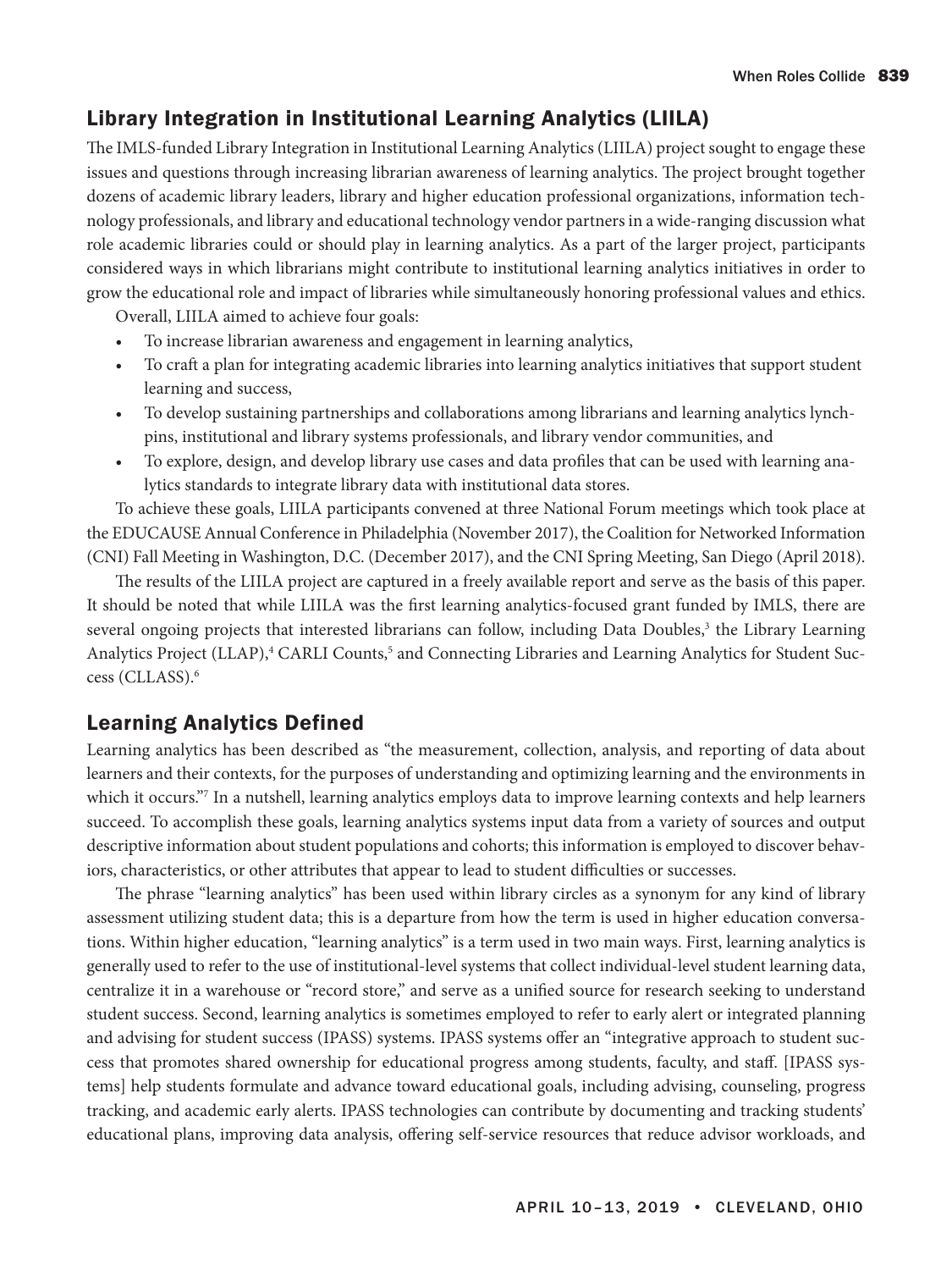## Library Integration in Institutional Learning Analytics (LIILA)

The IMLS-funded Library Integration in Institutional Learning Analytics (LIILA) project sought to engage these issues and questions through increasing librarian awareness of learning analytics. The project brought together dozens of academic library leaders, library and higher education professional organizations, information technology professionals, and library and educational technology vendor partners in a wide-ranging discussion what role academic libraries could or should play in learning analytics. As a part of the larger project, participants considered ways in which librarians might contribute to institutional learning analytics initiatives in order to grow the educational role and impact of libraries while simultaneously honoring professional values and ethics.

Overall, LIILA aimed to achieve four goals:

- To increase librarian awareness and engagement in learning analytics,
- To craft a plan for integrating academic libraries into learning analytics initiatives that support student learning and success,
- To develop sustaining partnerships and collaborations among librarians and learning analytics lynchpins, institutional and library systems professionals, and library vendor communities, and
- To explore, design, and develop library use cases and data profiles that can be used with learning analytics standards to integrate library data with institutional data stores.

To achieve these goals, LIILA participants convened at three National Forum meetings which took place at the EDUCAUSE Annual Conference in Philadelphia (November 2017), the Coalition for Networked Information (CNI) Fall Meeting in Washington, D.C. (December 2017), and the CNI Spring Meeting, San Diego (April 2018).

The results of the LIILA project are captured in a freely available report and serve as the basis of this paper. It should be noted that while LIILA was the first learning analytics-focused grant funded by IMLS, there are several ongoing projects that interested librarians can follow, including Data Doubles,[3] the Library Learning Analytics Project (LLAP),[4] CARLI Counts,[5] and Connecting Libraries and Learning Analytics for Student Success (CLLASS).[6]

## Learning Analytics Defined

Learning analytics has been described as "the measurement, collection, analysis, and reporting of data about learners and their contexts, for the purposes of understanding and optimizing learning and the environments in which it occurs."[7] In a nutshell, learning analytics employs data to improve learning contexts and help learners succeed. To accomplish these goals, learning analytics systems input data from a variety of sources and output descriptive information about student populations and cohorts; this information is employed to discover behaviors, characteristics, or other attributes that appear to lead to student difficulties or successes.

The phrase "learning analytics" has been used within library circles as a synonym for any kind of library assessment utilizing student data; this is a departure from how the term is used in higher education conversations. Within higher education, "learning analytics" is a term used in two main ways. First, learning analytics is generally used to refer to the use of institutional-level systems that collect individual-level student learning data, centralize it in a warehouse or "record store," and serve as a unified source for research seeking to understand student success. Second, learning analytics is sometimes employed to refer to early alert or integrated planning and advising for student success (IPASS) systems. IPASS systems offer an "integrative approach to student success that promotes shared ownership for educational progress among students, faculty, and staff. [IPASS systems] help students formulate and advance toward educational goals, including advising, counseling, progress tracking, and academic early alerts. IPASS technologies can contribute by documenting and tracking students' educational plans, improving data analysis, offering self-service resources that reduce advisor workloads, and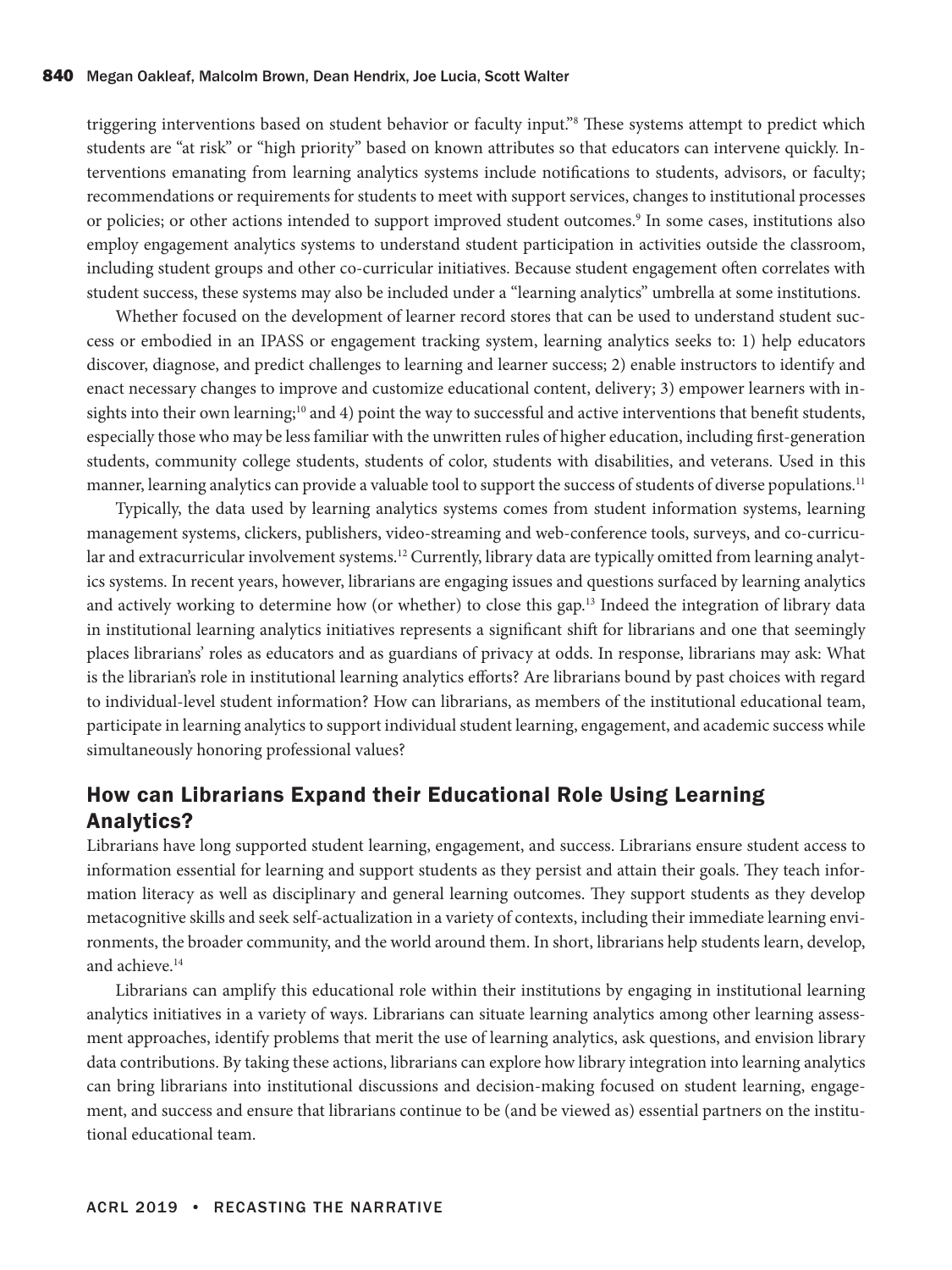triggering interventions based on student behavior or faculty input."[8] These systems attempt to predict which students are "at risk" or "high priority" based on known attributes so that educators can intervene quickly. Interventions emanating from learning analytics systems include notifications to students, advisors, or faculty; recommendations or requirements for students to meet with support services, changes to institutional processes or policies; or other actions intended to support improved student outcomes.[9] In some cases, institutions also employ engagement analytics systems to understand student participation in activities outside the classroom, including student groups and other co-curricular initiatives. Because student engagement often correlates with student success, these systems may also be included under a "learning analytics" umbrella at some institutions.

Whether focused on the development of learner record stores that can be used to understand student success or embodied in an IPASS or engagement tracking system, learning analytics seeks to: 1) help educators discover, diagnose, and predict challenges to learning and learner success; 2) enable instructors to identify and enact necessary changes to improve and customize educational content, delivery; 3) empower learners with insights into their own learning;[10] and 4) point the way to successful and active interventions that benefit students, especially those who may be less familiar with the unwritten rules of higher education, including first-generation students, community college students, students of color, students with disabilities, and veterans. Used in this manner, learning analytics can provide a valuable tool to support the success of students of diverse populations.[11]

Typically, the data used by learning analytics systems comes from student information systems, learning management systems, clickers, publishers, video-streaming and web-conference tools, surveys, and co-curricular and extracurricular involvement systems.[12] Currently, library data are typically omitted from learning analytics systems. In recent years, however, librarians are engaging issues and questions surfaced by learning analytics and actively working to determine how (or whether) to close this gap.[13] Indeed the integration of library data in institutional learning analytics initiatives represents a significant shift for librarians and one that seemingly places librarians' roles as educators and as guardians of privacy at odds. In response, librarians may ask: What is the librarian's role in institutional learning analytics efforts? Are librarians bound by past choices with regard to individual-level student information? How can librarians, as members of the institutional educational team, participate in learning analytics to support individual student learning, engagement, and academic success while simultaneously honoring professional values?

## How can Librarians Expand their Educational Role Using Learning Analytics?

Librarians have long supported student learning, engagement, and success. Librarians ensure student access to information essential for learning and support students as they persist and attain their goals. They teach information literacy as well as disciplinary and general learning outcomes. They support students as they develop metacognitive skills and seek self-actualization in a variety of contexts, including their immediate learning environments, the broader community, and the world around them. In short, librarians help students learn, develop, and achieve.[14]

Librarians can amplify this educational role within their institutions by engaging in institutional learning analytics initiatives in a variety of ways. Librarians can situate learning analytics among other learning assessment approaches, identify problems that merit the use of learning analytics, ask questions, and envision library data contributions. By taking these actions, librarians can explore how library integration into learning analytics can bring librarians into institutional discussions and decision-making focused on student learning, engagement, and success and ensure that librarians continue to be (and be viewed as) essential partners on the institutional educational team.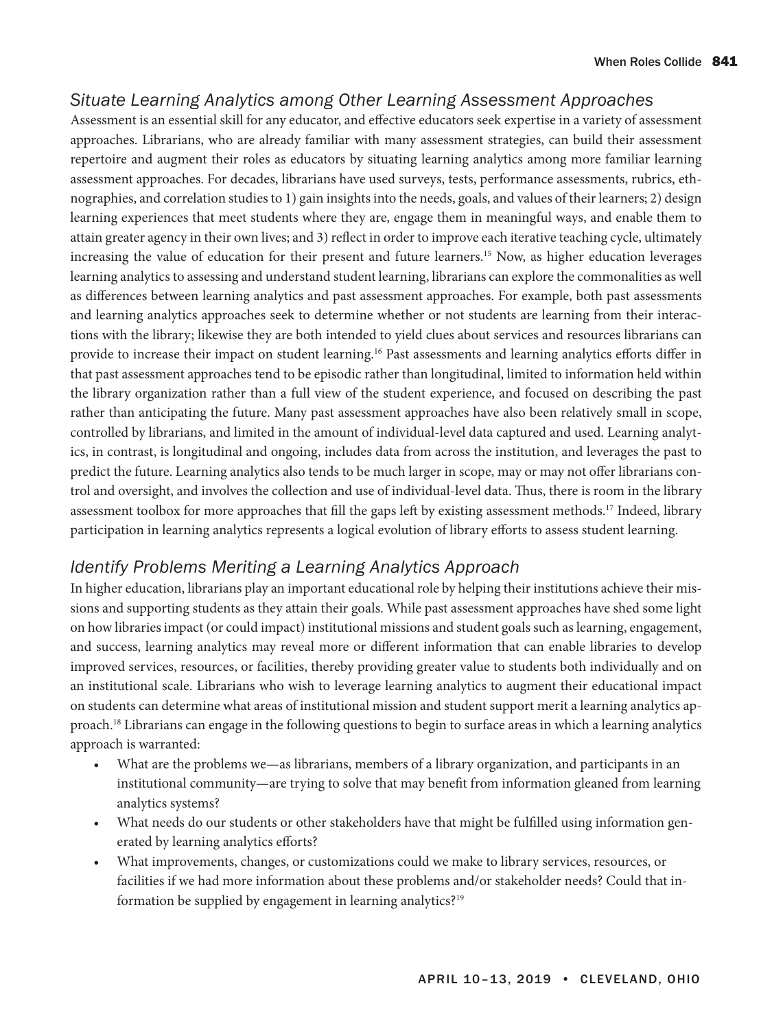### *Situate Learning Analytics among Other Learning Assessment Approaches*

Assessment is an essential skill for any educator, and effective educators seek expertise in a variety of assessment approaches. Librarians, who are already familiar with many assessment strategies, can build their assessment repertoire and augment their roles as educators by situating learning analytics among more familiar learning assessment approaches. For decades, librarians have used surveys, tests, performance assessments, rubrics, ethnographies, and correlation studies to 1) gain insights into the needs, goals, and values of their learners; 2) design learning experiences that meet students where they are, engage them in meaningful ways, and enable them to attain greater agency in their own lives; and 3) reflect in order to improve each iterative teaching cycle, ultimately increasing the value of education for their present and future learners.[15] Now, as higher education leverages learning analytics to assessing and understand student learning, librarians can explore the commonalities as well as differences between learning analytics and past assessment approaches. For example, both past assessments and learning analytics approaches seek to determine whether or not students are learning from their interactions with the library; likewise they are both intended to yield clues about services and resources librarians can provide to increase their impact on student learning.[16] Past assessments and learning analytics efforts differ in that past assessment approaches tend to be episodic rather than longitudinal, limited to information held within the library organization rather than a full view of the student experience, and focused on describing the past rather than anticipating the future. Many past assessment approaches have also been relatively small in scope, controlled by librarians, and limited in the amount of individual-level data captured and used. Learning analytics, in contrast, is longitudinal and ongoing, includes data from across the institution, and leverages the past to predict the future. Learning analytics also tends to be much larger in scope, may or may not offer librarians control and oversight, and involves the collection and use of individual-level data. Thus, there is room in the library assessment toolbox for more approaches that fill the gaps left by existing assessment methods.[17] Indeed, library participation in learning analytics represents a logical evolution of library efforts to assess student learning.

### *Identify Problems Meriting a Learning Analytics Approach*

In higher education, librarians play an important educational role by helping their institutions achieve their missions and supporting students as they attain their goals. While past assessment approaches have shed some light on how libraries impact (or could impact) institutional missions and student goals such as learning, engagement, and success, learning analytics may reveal more or different information that can enable libraries to develop improved services, resources, or facilities, thereby providing greater value to students both individually and on an institutional scale. Librarians who wish to leverage learning analytics to augment their educational impact on students can determine what areas of institutional mission and student support merit a learning analytics approach.[18] Librarians can engage in the following questions to begin to surface areas in which a learning analytics approach is warranted:

- What are the problems we—as librarians, members of a library organization, and participants in an institutional community—are trying to solve that may benefit from information gleaned from learning analytics systems?
- What needs do our students or other stakeholders have that might be fulfilled using information generated by learning analytics efforts?
- What improvements, changes, or customizations could we make to library services, resources, or facilities if we had more information about these problems and/or stakeholder needs? Could that information be supplied by engagement in learning analytics?[19]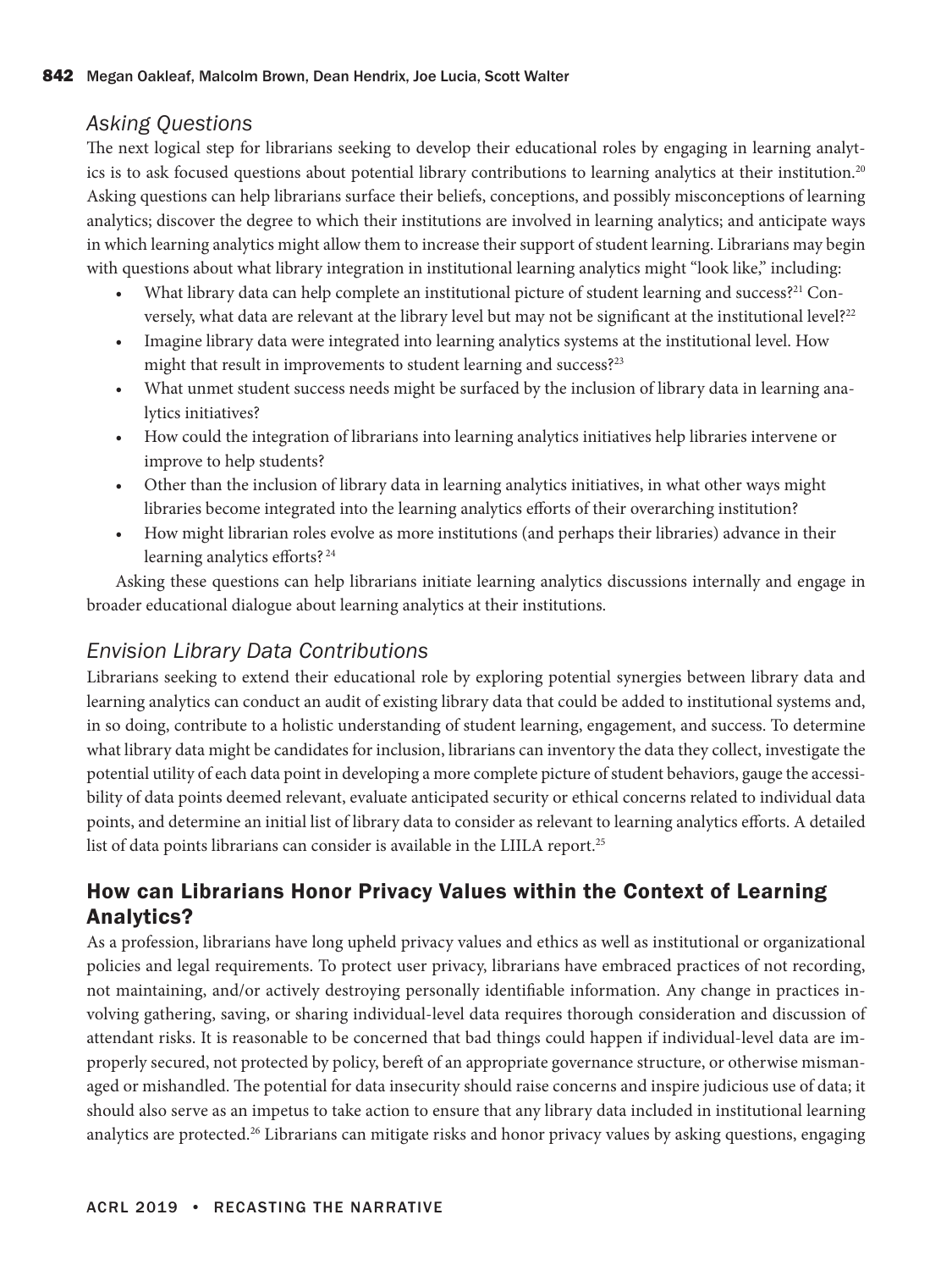### *Asking Questions*

The next logical step for librarians seeking to develop their educational roles by engaging in learning analytics is to ask focused questions about potential library contributions to learning analytics at their institution.[20] Asking questions can help librarians surface their beliefs, conceptions, and possibly misconceptions of learning analytics; discover the degree to which their institutions are involved in learning analytics; and anticipate ways in which learning analytics might allow them to increase their support of student learning. Librarians may begin with questions about what library integration in institutional learning analytics might "look like," including:

- What library data can help complete an institutional picture of student learning and success?[21] Conversely, what data are relevant at the library level but may not be significant at the institutional level?[22]
- Imagine library data were integrated into learning analytics systems at the institutional level. How might that result in improvements to student learning and success?[23]
- What unmet student success needs might be surfaced by the inclusion of library data in learning analytics initiatives?
- How could the integration of librarians into learning analytics initiatives help libraries intervene or improve to help students?
- Other than the inclusion of library data in learning analytics initiatives, in what other ways might libraries become integrated into the learning analytics efforts of their overarching institution?
- How might librarian roles evolve as more institutions (and perhaps their libraries) advance in their learning analytics efforts?[24]

Asking these questions can help librarians initiate learning analytics discussions internally and engage in broader educational dialogue about learning analytics at their institutions.

### *Envision Library Data Contributions*

Librarians seeking to extend their educational role by exploring potential synergies between library data and learning analytics can conduct an audit of existing library data that could be added to institutional systems and, in so doing, contribute to a holistic understanding of student learning, engagement, and success. To determine what library data might be candidates for inclusion, librarians can inventory the data they collect, investigate the potential utility of each data point in developing a more complete picture of student behaviors, gauge the accessibility of data points deemed relevant, evaluate anticipated security or ethical concerns related to individual data points, and determine an initial list of library data to consider as relevant to learning analytics efforts. A detailed list of data points librarians can consider is available in the LIILA report.[25]

## How can Librarians Honor Privacy Values within the Context of Learning Analytics?

As a profession, librarians have long upheld privacy values and ethics as well as institutional or organizational policies and legal requirements. To protect user privacy, librarians have embraced practices of not recording, not maintaining, and/or actively destroying personally identifiable information. Any change in practices involving gathering, saving, or sharing individual-level data requires thorough consideration and discussion of attendant risks. It is reasonable to be concerned that bad things could happen if individual-level data are improperly secured, not protected by policy, bereft of an appropriate governance structure, or otherwise mismanaged or mishandled. The potential for data insecurity should raise concerns and inspire judicious use of data; it should also serve as an impetus to take action to ensure that any library data included in institutional learning analytics are protected.[26] Librarians can mitigate risks and honor privacy values by asking questions, engaging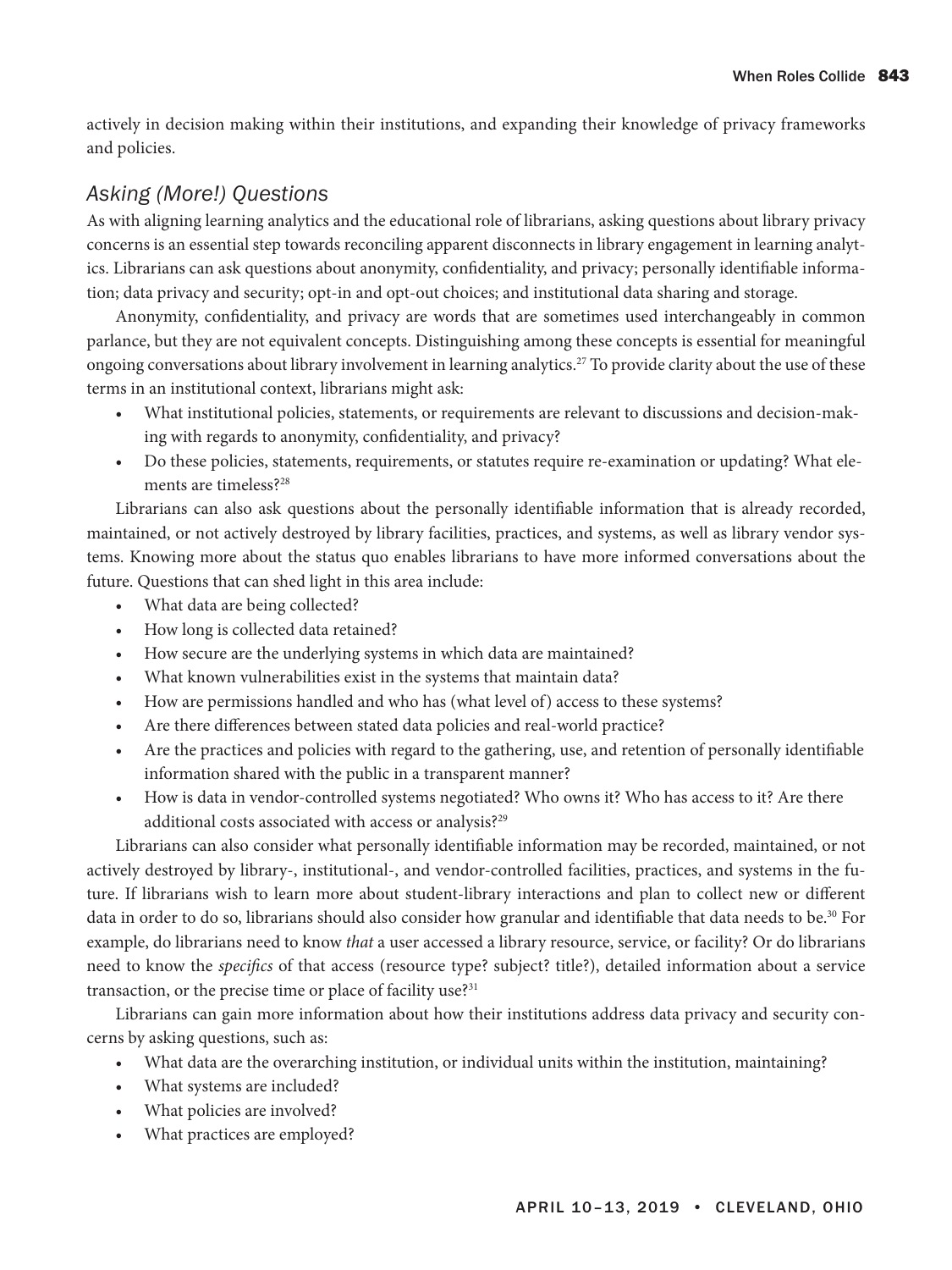actively in decision making within their institutions, and expanding their knowledge of privacy frameworks and policies.

### *Asking (More!) Questions*

As with aligning learning analytics and the educational role of librarians, asking questions about library privacy concerns is an essential step towards reconciling apparent disconnects in library engagement in learning analytics. Librarians can ask questions about anonymity, confidentiality, and privacy; personally identifiable information; data privacy and security; opt-in and opt-out choices; and institutional data sharing and storage.

Anonymity, confidentiality, and privacy are words that are sometimes used interchangeably in common parlance, but they are not equivalent concepts. Distinguishing among these concepts is essential for meaningful ongoing conversations about library involvement in learning analytics.[27] To provide clarity about the use of these terms in an institutional context, librarians might ask:

- What institutional policies, statements, or requirements are relevant to discussions and decision-making with regards to anonymity, confidentiality, and privacy?
- Do these policies, statements, requirements, or statutes require re-examination or updating? What elements are timeless?[28]

Librarians can also ask questions about the personally identifiable information that is already recorded, maintained, or not actively destroyed by library facilities, practices, and systems, as well as library vendor systems. Knowing more about the status quo enables librarians to have more informed conversations about the future. Questions that can shed light in this area include:

- What data are being collected?
- How long is collected data retained?
- How secure are the underlying systems in which data are maintained?
- What known vulnerabilities exist in the systems that maintain data?
- How are permissions handled and who has (what level of) access to these systems?
- Are there differences between stated data policies and real-world practice?
- Are the practices and policies with regard to the gathering, use, and retention of personally identifiable information shared with the public in a transparent manner?
- How is data in vendor-controlled systems negotiated? Who owns it? Who has access to it? Are there additional costs associated with access or analysis?[29]

Librarians can also consider what personally identifiable information may be recorded, maintained, or not actively destroyed by library-, institutional-, and vendor-controlled facilities, practices, and systems in the future. If librarians wish to learn more about student-library interactions and plan to collect new or different data in order to do so, librarians should also consider how granular and identifiable that data needs to be.[30] For example, do librarians need to know *that* a user accessed a library resource, service, or facility? Or do librarians need to know the *specifics* of that access (resource type? subject? title?), detailed information about a service transaction, or the precise time or place of facility use?[31]

Librarians can gain more information about how their institutions address data privacy and security concerns by asking questions, such as:

- What data are the overarching institution, or individual units within the institution, maintaining?
- What systems are included?
- What policies are involved?
- What practices are employed?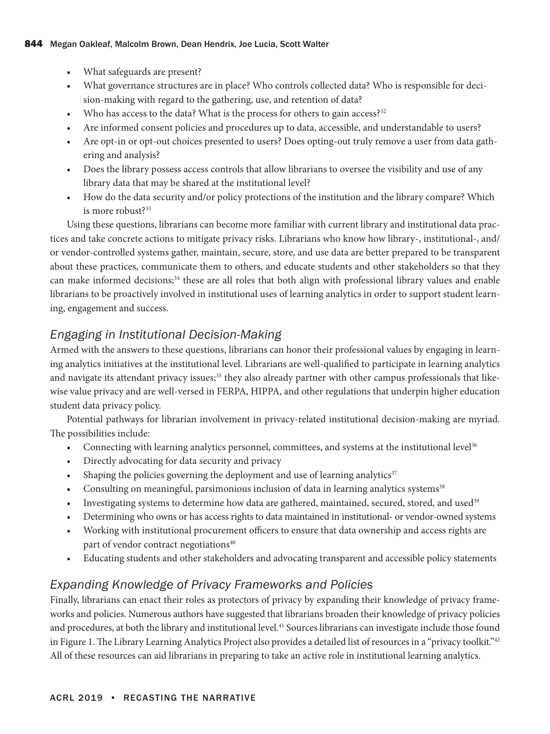- What safeguards are present?
- What governance structures are in place? Who controls collected data? Who is responsible for decision-making with regard to the gathering, use, and retention of data?
- Who has access to the data? What is the process for others to gain access?[32]
- Are informed consent policies and procedures up to data, accessible, and understandable to users?
- Are opt-in or opt-out choices presented to users? Does opting-out truly remove a user from data gathering and analysis?
- Does the library possess access controls that allow librarians to oversee the visibility and use of any library data that may be shared at the institutional level?
- How do the data security and/or policy protections of the institution and the library compare? Which is more robust?[33]

Using these questions, librarians can become more familiar with current library and institutional data practices and take concrete actions to mitigate privacy risks. Librarians who know how library-, institutional-, and/or vendor-controlled systems gather, maintain, secure, store, and use data are better prepared to be transparent about these practices, communicate them to others, and educate students and other stakeholders so that they can make informed decisions;[34] these are all roles that both align with professional library values and enable librarians to be proactively involved in institutional uses of learning analytics in order to support student learning, engagement and success.

## *Engaging in Institutional Decision-Making*

Armed with the answers to these questions, librarians can honor their professional values by engaging in learning analytics initiatives at the institutional level. Librarians are well-qualified to participate in learning analytics and navigate its attendant privacy issues;[35] they also already partner with other campus professionals that likewise value privacy and are well-versed in FERPA, HIPPA, and other regulations that underpin higher education student data privacy policy.

Potential pathways for librarian involvement in privacy-related institutional decision-making are myriad. The possibilities include:

- Connecting with learning analytics personnel, committees, and systems at the institutional level[36]
- Directly advocating for data security and privacy
- Shaping the policies governing the deployment and use of learning analytics[37]
- Consulting on meaningful, parsimonious inclusion of data in learning analytics systems[38]
- Investigating systems to determine how data are gathered, maintained, secured, stored, and used[39]
- Determining who owns or has access rights to data maintained in institutional- or vendor-owned systems
- Working with institutional procurement officers to ensure that data ownership and access rights are part of vendor contract negotiations[40]
- Educating students and other stakeholders and advocating transparent and accessible policy statements

## *Expanding Knowledge of Privacy Frameworks and Policies*

Finally, librarians can enact their roles as protectors of privacy by expanding their knowledge of privacy frameworks and policies. Numerous authors have suggested that librarians broaden their knowledge of privacy policies and procedures, at both the library and institutional level.[41] Sources librarians can investigate include those found in Figure 1. The Library Learning Analytics Project also provides a detailed list of resources in a "privacy toolkit."[42] All of these resources can aid librarians in preparing to take an active role in institutional learning analytics.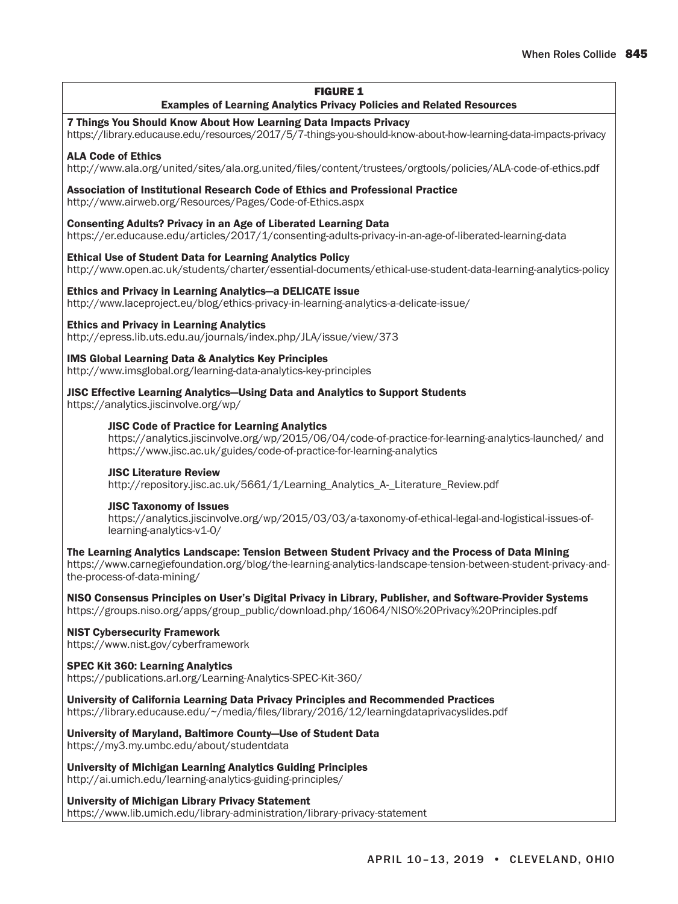**FIGURE 1**
**Examples of Learning Analytics Privacy Policies and Related Resources**

**7 Things You Should Know About How Learning Data Impacts Privacy**
https://library.educause.edu/resources/2017/5/7-things-you-should-know-about-how-learning-data-impacts-privacy

**ALA Code of Ethics**
http://www.ala.org/united/sites/ala.org.united/files/content/trustees/orgtools/policies/ALA-code-of-ethics.pdf

**Association of Institutional Research Code of Ethics and Professional Practice**
http://www.airweb.org/Resources/Pages/Code-of-Ethics.aspx

**Consenting Adults? Privacy in an Age of Liberated Learning Data**
https://er.educause.edu/articles/2017/1/consenting-adults-privacy-in-an-age-of-liberated-learning-data

**Ethical Use of Student Data for Learning Analytics Policy**
http://www.open.ac.uk/students/charter/essential-documents/ethical-use-student-data-learning-analytics-policy

**Ethics and Privacy in Learning Analytics—a DELICATE issue**
http://www.laceproject.eu/blog/ethics-privacy-in-learning-analytics-a-delicate-issue/

**Ethics and Privacy in Learning Analytics**
http://epress.lib.uts.edu.au/journals/index.php/JLA/issue/view/373

**IMS Global Learning Data & Analytics Key Principles**
http://www.imsglobal.org/learning-data-analytics-key-principles

**JISC Effective Learning Analytics—Using Data and Analytics to Support Students**
https://analytics.jiscinvolve.org/wp/

> **JISC Code of Practice for Learning Analytics**
> https://analytics.jiscinvolve.org/wp/2015/06/04/code-of-practice-for-learning-analytics-launched/ and https://www.jisc.ac.uk/guides/code-of-practice-for-learning-analytics
>
> **JISC Literature Review**
> http://repository.jisc.ac.uk/5661/1/Learning_Analytics_A-_Literature_Review.pdf
>
> **JISC Taxonomy of Issues**
> https://analytics.jiscinvolve.org/wp/2015/03/03/a-taxonomy-of-ethical-legal-and-logistical-issues-of-learning-analytics-v1-0/

**The Learning Analytics Landscape: Tension Between Student Privacy and the Process of Data Mining**
https://www.carnegiefoundation.org/blog/the-learning-analytics-landscape-tension-between-student-privacy-and-the-process-of-data-mining/

**NISO Consensus Principles on User's Digital Privacy in Library, Publisher, and Software-Provider Systems**
https://groups.niso.org/apps/group_public/download.php/16064/NISO%20Privacy%20Principles.pdf

**NIST Cybersecurity Framework**
https://www.nist.gov/cyberframework

**SPEC Kit 360: Learning Analytics**
https://publications.arl.org/Learning-Analytics-SPEC-Kit-360/

**University of California Learning Data Privacy Principles and Recommended Practices**
https://library.educause.edu/~/media/files/library/2016/12/learningdataprivacyslides.pdf

**University of Maryland, Baltimore County—Use of Student Data**
https://my3.my.umbc.edu/about/studentdata

**University of Michigan Learning Analytics Guiding Principles**
http://ai.umich.edu/learning-analytics-guiding-principles/

**University of Michigan Library Privacy Statement**
https://www.lib.umich.edu/library-administration/library-privacy-statement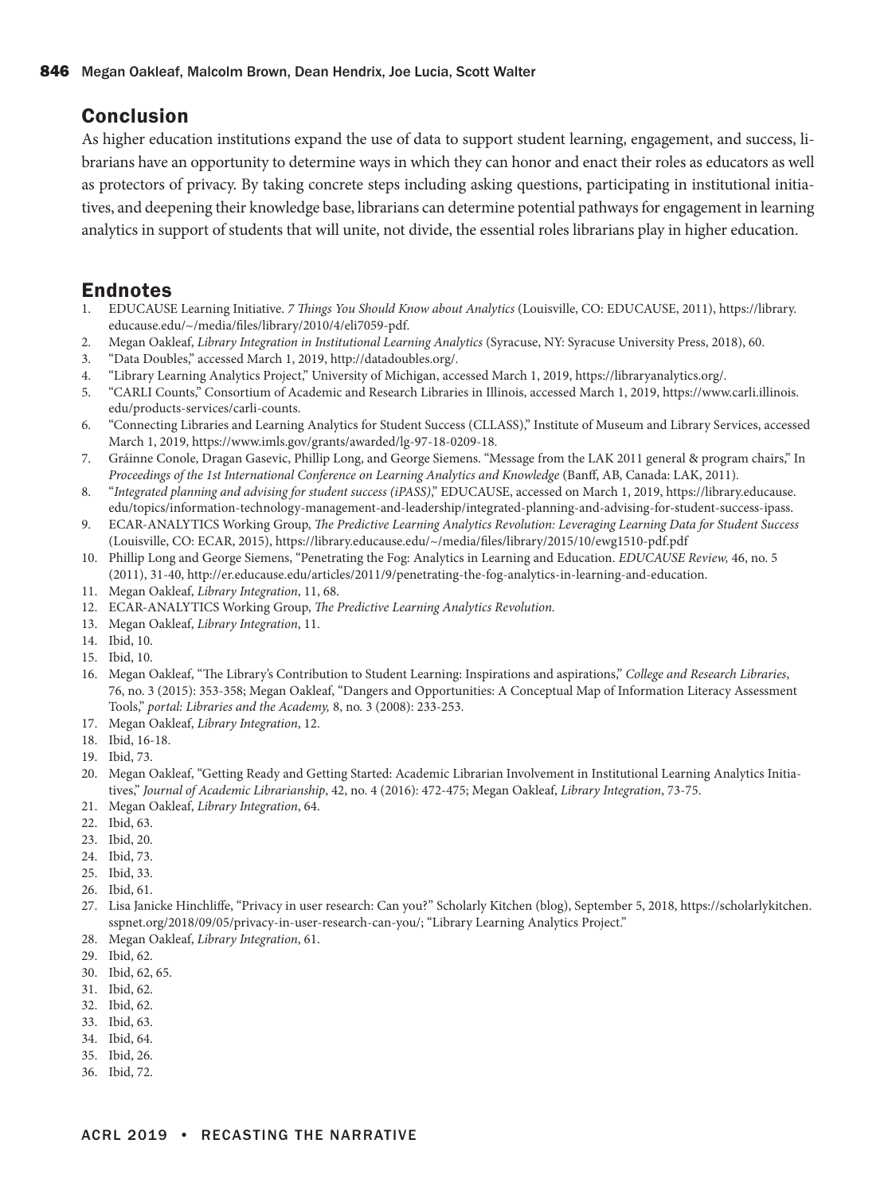## Conclusion

As higher education institutions expand the use of data to support student learning, engagement, and success, librarians have an opportunity to determine ways in which they can honor and enact their roles as educators as well as protectors of privacy. By taking concrete steps including asking questions, participating in institutional initiatives, and deepening their knowledge base, librarians can determine potential pathways for engagement in learning analytics in support of students that will unite, not divide, the essential roles librarians play in higher education.

## Endnotes

1. EDUCAUSE Learning Initiative. *7 Things You Should Know about Analytics* (Louisville, CO: EDUCAUSE, 2011), https://library.educause.edu/~/media/files/library/2010/4/eli7059-pdf.
2. Megan Oakleaf, *Library Integration in Institutional Learning Analytics* (Syracuse, NY: Syracuse University Press, 2018), 60.
3. "Data Doubles," accessed March 1, 2019, http://datadoubles.org/.
4. "Library Learning Analytics Project," University of Michigan, accessed March 1, 2019, https://libraryanalytics.org/.
5. "CARLI Counts," Consortium of Academic and Research Libraries in Illinois, accessed March 1, 2019, https://www.carli.illinois.edu/products-services/carli-counts.
6. "Connecting Libraries and Learning Analytics for Student Success (CLLASS)," Institute of Museum and Library Services, accessed March 1, 2019, https://www.imls.gov/grants/awarded/lg-97-18-0209-18.
7. Gráinne Conole, Dragan Gasevic, Phillip Long, and George Siemens. "Message from the LAK 2011 general & program chairs," In *Proceedings of the 1st International Conference on Learning Analytics and Knowledge* (Banff, AB, Canada: LAK, 2011).
8. "*Integrated planning and advising for student success (iPASS)*," EDUCAUSE, accessed on March 1, 2019, https://library.educause.edu/topics/information-technology-management-and-leadership/integrated-planning-and-advising-for-student-success-ipass.
9. ECAR-ANALYTICS Working Group, *The Predictive Learning Analytics Revolution: Leveraging Learning Data for Student Success* (Louisville, CO: ECAR, 2015), https://library.educause.edu/~/media/files/library/2015/10/ewg1510-pdf.pdf
10. Phillip Long and George Siemens, "Penetrating the Fog: Analytics in Learning and Education. *EDUCAUSE Review,* 46, no. 5 (2011), 31-40, http://er.educause.edu/articles/2011/9/penetrating-the-fog-analytics-in-learning-and-education.
11. Megan Oakleaf, *Library Integration*, 11, 68.
12. ECAR-ANALYTICS Working Group, *The Predictive Learning Analytics Revolution.*
13. Megan Oakleaf, *Library Integration*, 11.
14. Ibid, 10.
15. Ibid, 10.
16. Megan Oakleaf, "The Library's Contribution to Student Learning: Inspirations and aspirations," *College and Research Libraries*, 76, no. 3 (2015): 353-358; Megan Oakleaf, "Dangers and Opportunities: A Conceptual Map of Information Literacy Assessment Tools," *portal: Libraries and the Academy,* 8, no. 3 (2008): 233-253.
17. Megan Oakleaf, *Library Integration*, 12.
18. Ibid, 16-18.
19. Ibid, 73.
20. Megan Oakleaf, "Getting Ready and Getting Started: Academic Librarian Involvement in Institutional Learning Analytics Initiatives," *Journal of Academic Librarianship*, 42, no. 4 (2016): 472-475; Megan Oakleaf, *Library Integration*, 73-75.
21. Megan Oakleaf, *Library Integration*, 64.
22. Ibid, 63.
23. Ibid, 20.
24. Ibid, 73.
25. Ibid, 33.
26. Ibid, 61.
27. Lisa Janicke Hinchliffe, "Privacy in user research: Can you?" Scholarly Kitchen (blog), September 5, 2018, https://scholarlykitchen.sspnet.org/2018/09/05/privacy-in-user-research-can-you/; "Library Learning Analytics Project."
28. Megan Oakleaf, *Library Integration*, 61.
29. Ibid, 62.
30. Ibid, 62, 65.
31. Ibid, 62.
32. Ibid, 62.
33. Ibid, 63.
34. Ibid, 64.
35. Ibid, 26.
36. Ibid, 72.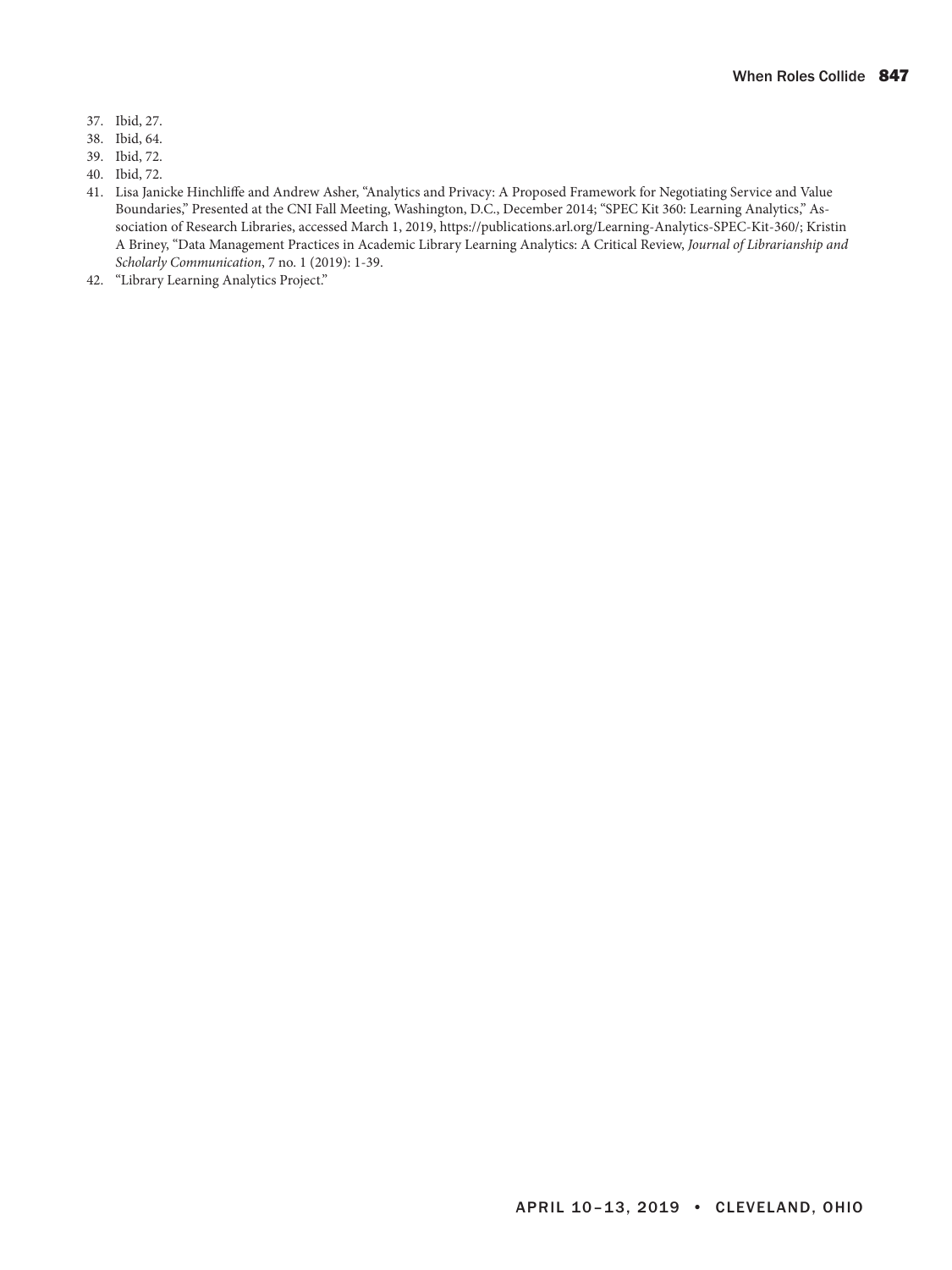37. Ibid, 27.
38. Ibid, 64.
39. Ibid, 72.
40. Ibid, 72.
41. Lisa Janicke Hinchliffe and Andrew Asher, "Analytics and Privacy: A Proposed Framework for Negotiating Service and Value Boundaries," Presented at the CNI Fall Meeting, Washington, D.C., December 2014; "SPEC Kit 360: Learning Analytics," Association of Research Libraries, accessed March 1, 2019, https://publications.arl.org/Learning-Analytics-SPEC-Kit-360/; Kristin A Briney, "Data Management Practices in Academic Library Learning Analytics: A Critical Review, *Journal of Librarianship and Scholarly Communication*, 7 no. 1 (2019): 1-39.
42. "Library Learning Analytics Project."